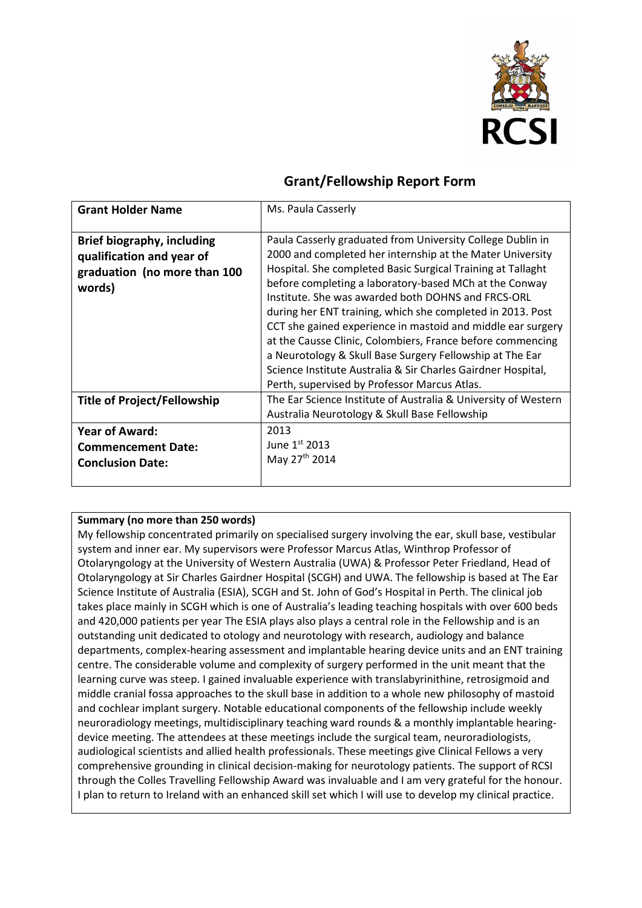# Grant/Fellowship Report Form

| **Grant Holder Name** | Ms. Paula Casserly |
| --- | --- |
| **Brief biography, including qualification and year of graduation (no more than 100 words)** | Paula Casserly graduated from University College Dublin in 2000 and completed her internship at the Mater University Hospital. She completed Basic Surgical Training at Tallaght before completing a laboratory-based MCh at the Conway Institute. She was awarded both DOHNS and FRCS-ORL during her ENT training, which she completed in 2013. Post CCT she gained experience in mastoid and middle ear surgery at the Causse Clinic, Colombiers, France before commencing a Neurotology & Skull Base Surgery Fellowship at The Ear Science Institute Australia & Sir Charles Gairdner Hospital, Perth, supervised by Professor Marcus Atlas. |
| **Title of Project/Fellowship** | The Ear Science Institute of Australia & University of Western Australia Neurotology & Skull Base Fellowship |
| **Year of Award:**<br>**Commencement Date:**<br>**Conclusion Date:** | 2013<br>June 1st 2013<br>May 27th 2014 |

**Summary (no more than 250 words)**

My fellowship concentrated primarily on specialised surgery involving the ear, skull base, vestibular system and inner ear. My supervisors were Professor Marcus Atlas, Winthrop Professor of Otolaryngology at the University of Western Australia (UWA) & Professor Peter Friedland, Head of Otolaryngology at Sir Charles Gairdner Hospital (SCGH) and UWA. The fellowship is based at The Ear Science Institute of Australia (ESIA), SCGH and St. John of God's Hospital in Perth. The clinical job takes place mainly in SCGH which is one of Australia's leading teaching hospitals with over 600 beds and 420,000 patients per year The ESIA plays also plays a central role in the Fellowship and is an outstanding unit dedicated to otology and neurotology with research, audiology and balance departments, complex-hearing assessment and implantable hearing device units and an ENT training centre. The considerable volume and complexity of surgery performed in the unit meant that the learning curve was steep. I gained invaluable experience with translabyrinithine, retrosigmoid and middle cranial fossa approaches to the skull base in addition to a whole new philosophy of mastoid and cochlear implant surgery. Notable educational components of the fellowship include weekly neuroradiology meetings, multidisciplinary teaching ward rounds & a monthly implantable hearing-device meeting. The attendees at these meetings include the surgical team, neuroradiologists, audiological scientists and allied health professionals. These meetings give Clinical Fellows a very comprehensive grounding in clinical decision-making for neurotology patients. The support of RCSI through the Colles Travelling Fellowship Award was invaluable and I am very grateful for the honour. I plan to return to Ireland with an enhanced skill set which I will use to develop my clinical practice.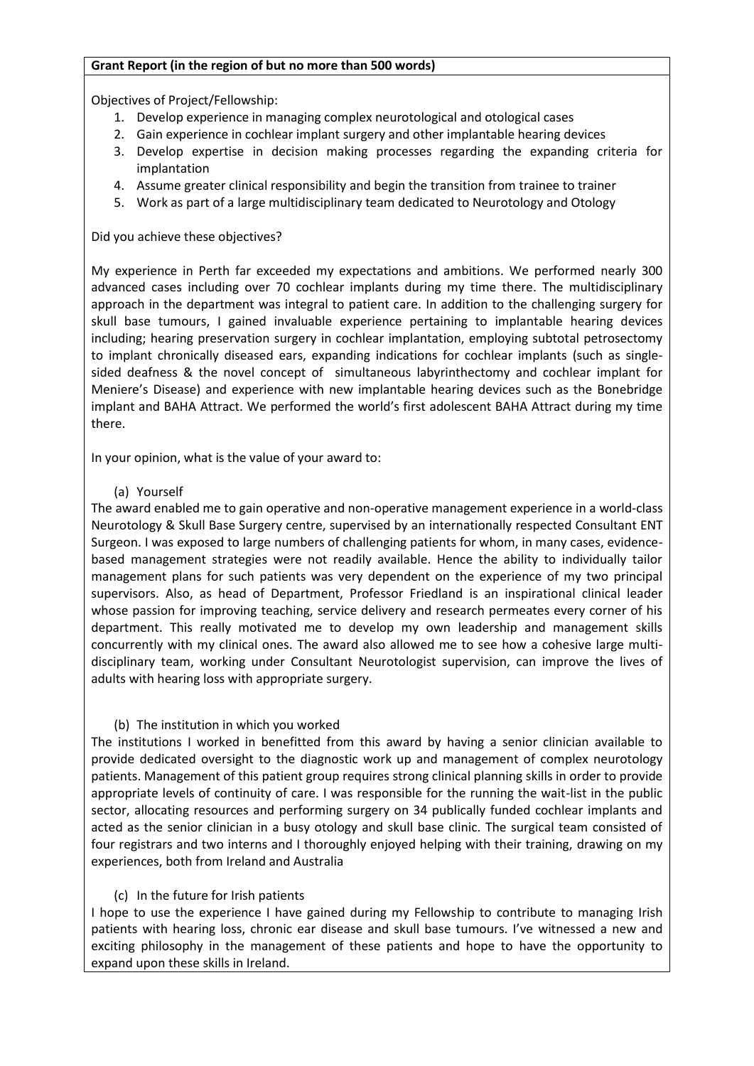**Grant Report (in the region of but no more than 500 words)**

Objectives of Project/Fellowship:

1. Develop experience in managing complex neurotological and otological cases
2. Gain experience in cochlear implant surgery and other implantable hearing devices
3. Develop expertise in decision making processes regarding the expanding criteria for implantation
4. Assume greater clinical responsibility and begin the transition from trainee to trainer
5. Work as part of a large multidisciplinary team dedicated to Neurotology and Otology

Did you achieve these objectives?

My experience in Perth far exceeded my expectations and ambitions. We performed nearly 300 advanced cases including over 70 cochlear implants during my time there. The multidisciplinary approach in the department was integral to patient care. In addition to the challenging surgery for skull base tumours, I gained invaluable experience pertaining to implantable hearing devices including; hearing preservation surgery in cochlear implantation, employing subtotal petrosectomy to implant chronically diseased ears, expanding indications for cochlear implants (such as single-sided deafness & the novel concept of simultaneous labyrinthectomy and cochlear implant for Meniere's Disease) and experience with new implantable hearing devices such as the Bonebridge implant and BAHA Attract. We performed the world's first adolescent BAHA Attract during my time there.

In your opinion, what is the value of your award to:

(a) Yourself

The award enabled me to gain operative and non-operative management experience in a world-class Neurotology & Skull Base Surgery centre, supervised by an internationally respected Consultant ENT Surgeon. I was exposed to large numbers of challenging patients for whom, in many cases, evidence-based management strategies were not readily available. Hence the ability to individually tailor management plans for such patients was very dependent on the experience of my two principal supervisors. Also, as head of Department, Professor Friedland is an inspirational clinical leader whose passion for improving teaching, service delivery and research permeates every corner of his department. This really motivated me to develop my own leadership and management skills concurrently with my clinical ones. The award also allowed me to see how a cohesive large multi-disciplinary team, working under Consultant Neurotologist supervision, can improve the lives of adults with hearing loss with appropriate surgery.

(b) The institution in which you worked

The institutions I worked in benefitted from this award by having a senior clinician available to provide dedicated oversight to the diagnostic work up and management of complex neurotology patients. Management of this patient group requires strong clinical planning skills in order to provide appropriate levels of continuity of care. I was responsible for the running the wait-list in the public sector, allocating resources and performing surgery on 34 publically funded cochlear implants and acted as the senior clinician in a busy otology and skull base clinic. The surgical team consisted of four registrars and two interns and I thoroughly enjoyed helping with their training, drawing on my experiences, both from Ireland and Australia

(c) In the future for Irish patients

I hope to use the experience I have gained during my Fellowship to contribute to managing Irish patients with hearing loss, chronic ear disease and skull base tumours. I've witnessed a new and exciting philosophy in the management of these patients and hope to have the opportunity to expand upon these skills in Ireland.